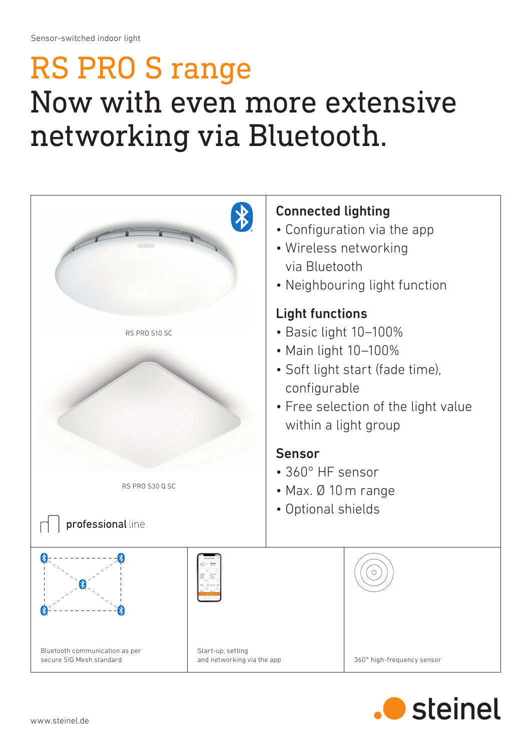Sensor-switched indoor light

# RS PRO S range

# Now with even more extensive networking via Bluetooth.

RS PRO S10 SC

RS PRO S30 Q SC

professional line

## Connected lighting

- Configuration via the app
- Wireless networking via Bluetooth
- Neighbouring light function

## Light functions

- Basic light 10–100%
- Main light 10–100%
- Soft light start (fade time), configurable
- Free selection of the light value within a light group

## Sensor

- 360° HF sensor
- Max. Ø 10 m range
- Optional shields

Bluetooth communication as per secure SIG Mesh standard

Start-up, setting and networking via the app

360° high-frequency sensor

www.steinel.de

steinel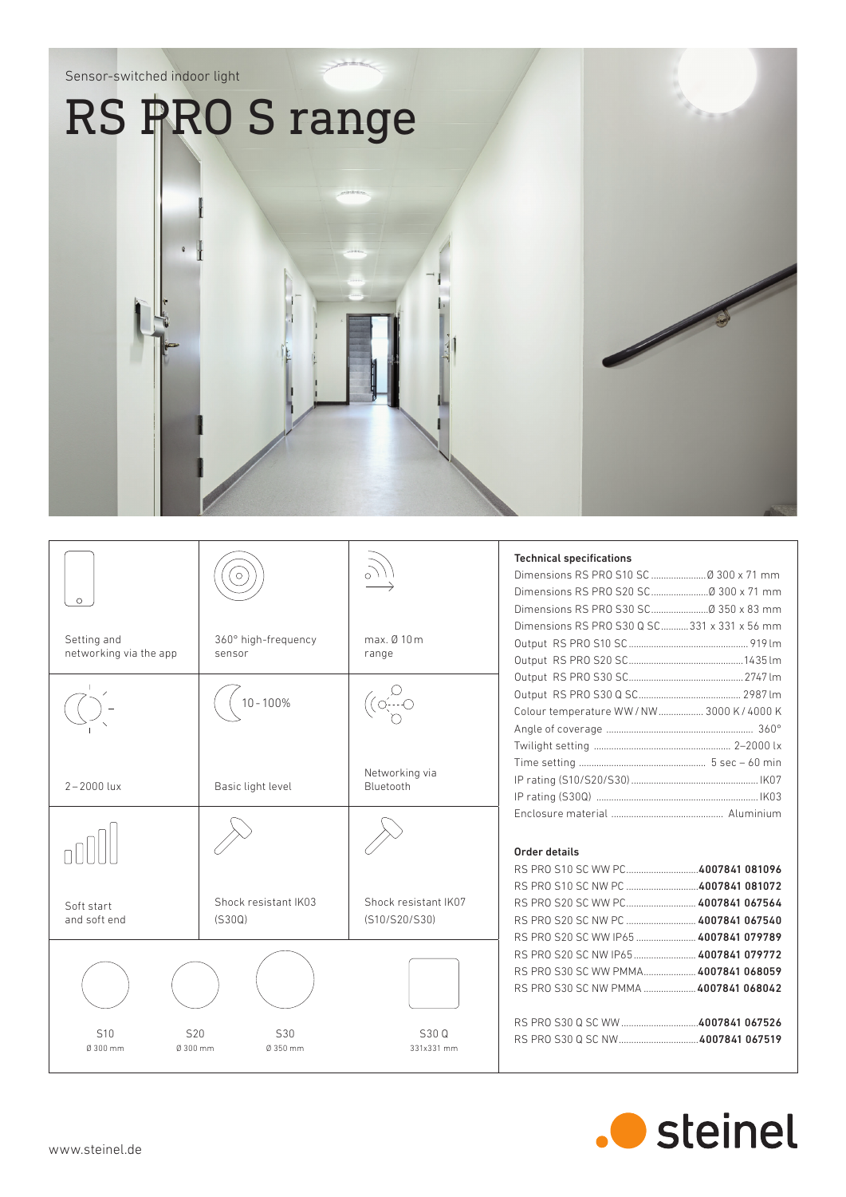Sensor-switched indoor light

# RS PRO S range

| | | |
|---|---|---|
| Setting and networking via the app | 360° high-frequency sensor | max. Ø 10 m range |
| 2 – 2000 lux | 10 - 100% Basic light level | Networking via Bluetooth |
| Soft start and soft end | Shock resistant IK03 (S30Q) | Shock resistant IK07 (S10/S20/S30) |

S10 Ø 300 mm
S20 Ø 300 mm
S30 Ø 350 mm
S30 Q 331x331 mm

### Technical specifications

| | |
|---|---|
| Dimensions RS PRO S10 SC | Ø 300 x 71 mm |
| Dimensions RS PRO S20 SC | Ø 300 x 71 mm |
| Dimensions RS PRO S30 SC | Ø 350 x 83 mm |
| Dimensions RS PRO S30 Q SC | 331 x 331 x 56 mm |
| Output RS PRO S10 SC | 919 lm |
| Output RS PRO S20 SC | 1435 lm |
| Output RS PRO S30 SC | 2747 lm |
| Output RS PRO S30 Q SC | 2987 lm |
| Colour temperature WW / NW | 3000 K / 4000 K |
| Angle of coverage | 360° |
| Twilight setting | 2–2000 lx |
| Time setting | 5 sec – 60 min |
| IP rating (S10/S20/S30) | IK07 |
| IP rating (S30Q) | IK03 |
| Enclosure material | Aluminium |

### Order details

| | |
|---|---|
| RS PRO S10 SC WW PC | **4007841 081096** |
| RS PRO S10 SC NW PC | **4007841 081072** |
| RS PRO S20 SC WW PC | **4007841 067564** |
| RS PRO S20 SC NW PC | **4007841 067540** |
| RS PRO S20 SC WW IP65 | **4007841 079789** |
| RS PRO S20 SC NW IP65 | **4007841 079772** |
| RS PRO S30 SC WW PMMA | **4007841 068059** |
| RS PRO S30 SC NW PMMA | **4007841 068042** |
| RS PRO S30 Q SC WW | **4007841 067526** |
| RS PRO S30 Q SC NW | **4007841 067519** |

steinel

www.steinel.de